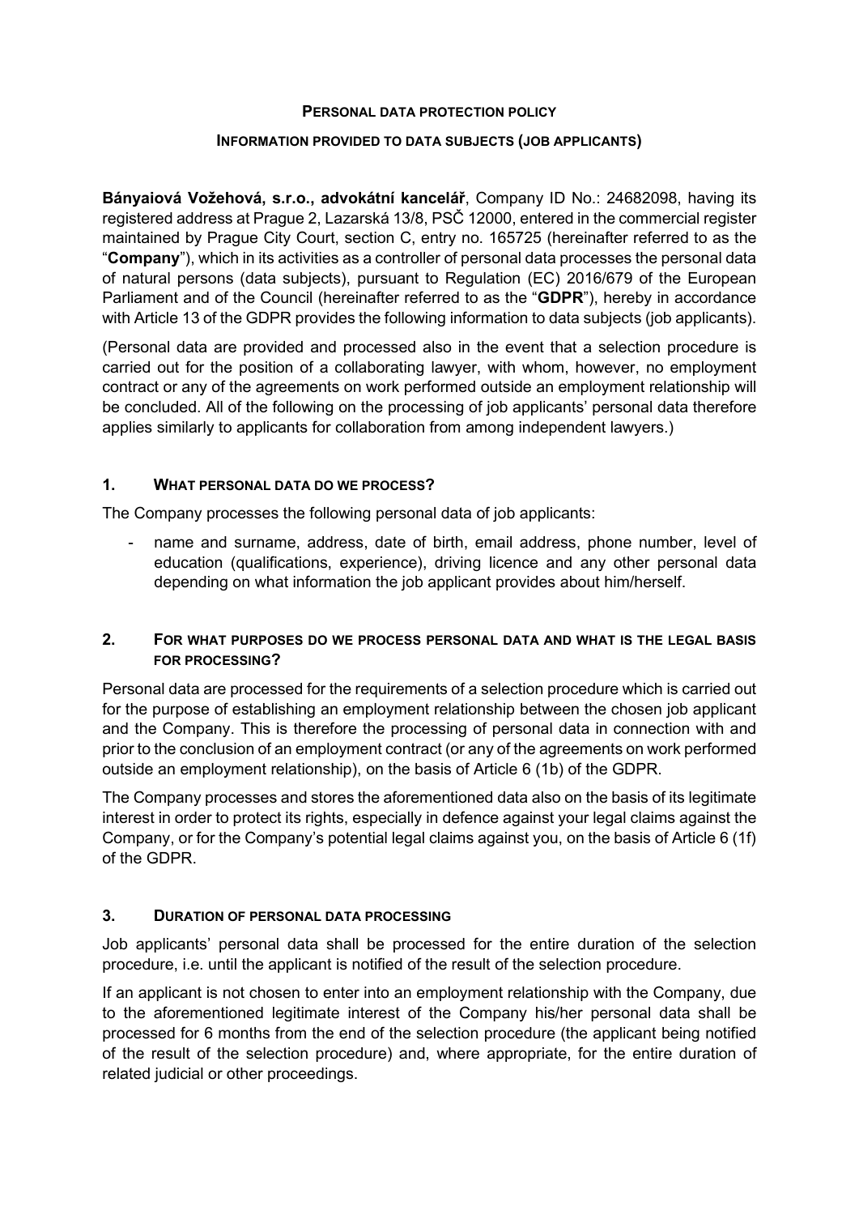**PERSONAL DATA PROTECTION POLICY**

**INFORMATION PROVIDED TO DATA SUBJECTS (JOB APPLICANTS)**

**Bányaiová Vožehová, s.r.o., advokátní kancelář**, Company ID No.: 24682098, having its registered address at Prague 2, Lazarská 13/8, PSČ 12000, entered in the commercial register maintained by Prague City Court, section C, entry no. 165725 (hereinafter referred to as the "**Company**"), which in its activities as a controller of personal data processes the personal data of natural persons (data subjects), pursuant to Regulation (EC) 2016/679 of the European Parliament and of the Council (hereinafter referred to as the "**GDPR**"), hereby in accordance with Article 13 of the GDPR provides the following information to data subjects (job applicants).

(Personal data are provided and processed also in the event that a selection procedure is carried out for the position of a collaborating lawyer, with whom, however, no employment contract or any of the agreements on work performed outside an employment relationship will be concluded. All of the following on the processing of job applicants' personal data therefore applies similarly to applicants for collaboration from among independent lawyers.)

## 1. WHAT PERSONAL DATA DO WE PROCESS?

The Company processes the following personal data of job applicants:

- name and surname, address, date of birth, email address, phone number, level of education (qualifications, experience), driving licence and any other personal data depending on what information the job applicant provides about him/herself.

## 2. FOR WHAT PURPOSES DO WE PROCESS PERSONAL DATA AND WHAT IS THE LEGAL BASIS FOR PROCESSING?

Personal data are processed for the requirements of a selection procedure which is carried out for the purpose of establishing an employment relationship between the chosen job applicant and the Company. This is therefore the processing of personal data in connection with and prior to the conclusion of an employment contract (or any of the agreements on work performed outside an employment relationship), on the basis of Article 6 (1b) of the GDPR.

The Company processes and stores the aforementioned data also on the basis of its legitimate interest in order to protect its rights, especially in defence against your legal claims against the Company, or for the Company's potential legal claims against you, on the basis of Article 6 (1f) of the GDPR.

## 3. DURATION OF PERSONAL DATA PROCESSING

Job applicants' personal data shall be processed for the entire duration of the selection procedure, i.e. until the applicant is notified of the result of the selection procedure.

If an applicant is not chosen to enter into an employment relationship with the Company, due to the aforementioned legitimate interest of the Company his/her personal data shall be processed for 6 months from the end of the selection procedure (the applicant being notified of the result of the selection procedure) and, where appropriate, for the entire duration of related judicial or other proceedings.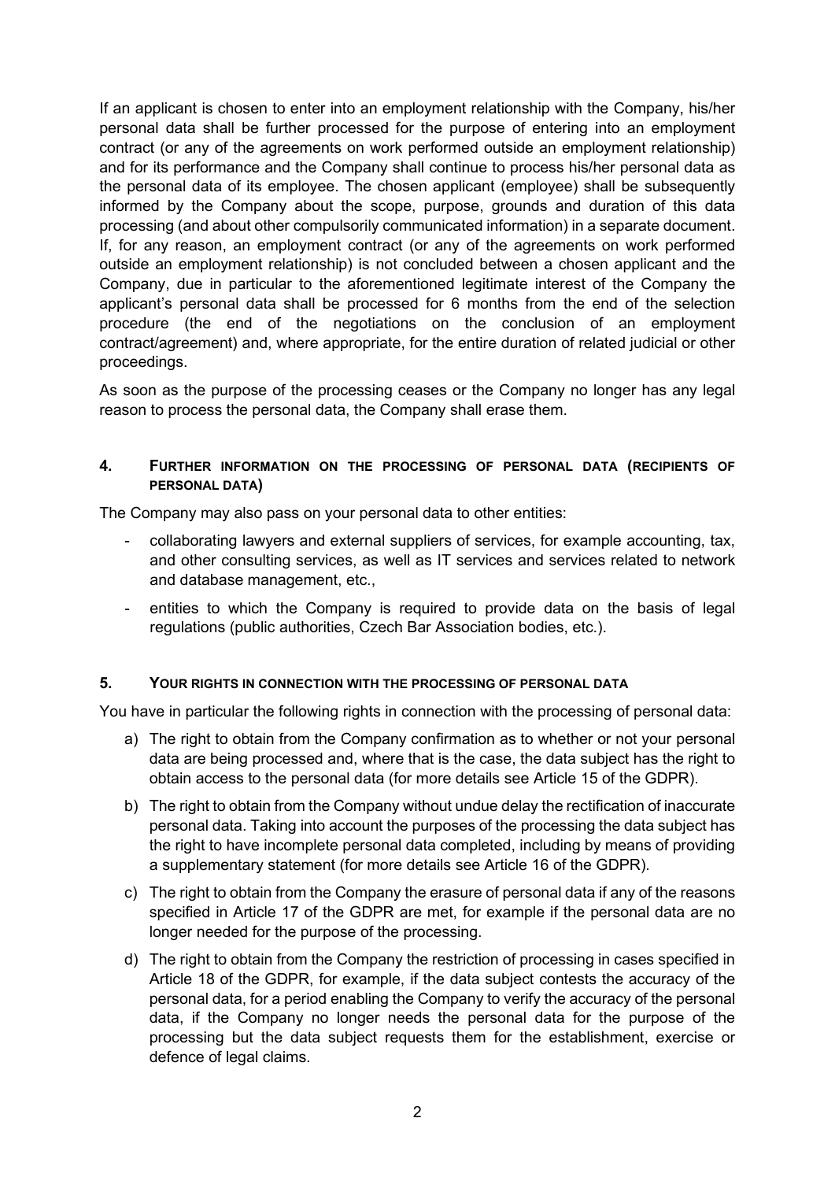If an applicant is chosen to enter into an employment relationship with the Company, his/her personal data shall be further processed for the purpose of entering into an employment contract (or any of the agreements on work performed outside an employment relationship) and for its performance and the Company shall continue to process his/her personal data as the personal data of its employee. The chosen applicant (employee) shall be subsequently informed by the Company about the scope, purpose, grounds and duration of this data processing (and about other compulsorily communicated information) in a separate document. If, for any reason, an employment contract (or any of the agreements on work performed outside an employment relationship) is not concluded between a chosen applicant and the Company, due in particular to the aforementioned legitimate interest of the Company the applicant's personal data shall be processed for 6 months from the end of the selection procedure (the end of the negotiations on the conclusion of an employment contract/agreement) and, where appropriate, for the entire duration of related judicial or other proceedings.

As soon as the purpose of the processing ceases or the Company no longer has any legal reason to process the personal data, the Company shall erase them.

## 4. FURTHER INFORMATION ON THE PROCESSING OF PERSONAL DATA (RECIPIENTS OF PERSONAL DATA)

The Company may also pass on your personal data to other entities:

- collaborating lawyers and external suppliers of services, for example accounting, tax, and other consulting services, as well as IT services and services related to network and database management, etc.,
- entities to which the Company is required to provide data on the basis of legal regulations (public authorities, Czech Bar Association bodies, etc.).

## 5. YOUR RIGHTS IN CONNECTION WITH THE PROCESSING OF PERSONAL DATA

You have in particular the following rights in connection with the processing of personal data:

a) The right to obtain from the Company confirmation as to whether or not your personal data are being processed and, where that is the case, the data subject has the right to obtain access to the personal data (for more details see Article 15 of the GDPR).

b) The right to obtain from the Company without undue delay the rectification of inaccurate personal data. Taking into account the purposes of the processing the data subject has the right to have incomplete personal data completed, including by means of providing a supplementary statement (for more details see Article 16 of the GDPR).

c) The right to obtain from the Company the erasure of personal data if any of the reasons specified in Article 17 of the GDPR are met, for example if the personal data are no longer needed for the purpose of the processing.

d) The right to obtain from the Company the restriction of processing in cases specified in Article 18 of the GDPR, for example, if the data subject contests the accuracy of the personal data, for a period enabling the Company to verify the accuracy of the personal data, if the Company no longer needs the personal data for the purpose of the processing but the data subject requests them for the establishment, exercise or defence of legal claims.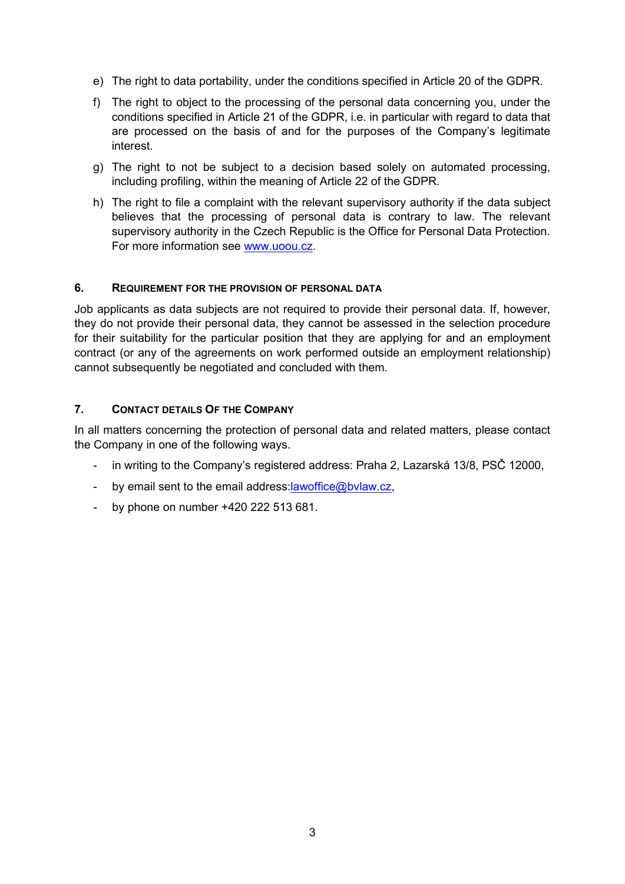e) The right to data portability, under the conditions specified in Article 20 of the GDPR.

f) The right to object to the processing of the personal data concerning you, under the conditions specified in Article 21 of the GDPR, i.e. in particular with regard to data that are processed on the basis of and for the purposes of the Company's legitimate interest.

g) The right to not be subject to a decision based solely on automated processing, including profiling, within the meaning of Article 22 of the GDPR.

h) The right to file a complaint with the relevant supervisory authority if the data subject believes that the processing of personal data is contrary to law. The relevant supervisory authority in the Czech Republic is the Office for Personal Data Protection. For more information see www.uoou.cz.

## 6. REQUIREMENT FOR THE PROVISION OF PERSONAL DATA

Job applicants as data subjects are not required to provide their personal data. If, however, they do not provide their personal data, they cannot be assessed in the selection procedure for their suitability for the particular position that they are applying for and an employment contract (or any of the agreements on work performed outside an employment relationship) cannot subsequently be negotiated and concluded with them.

## 7. CONTACT DETAILS OF THE COMPANY

In all matters concerning the protection of personal data and related matters, please contact the Company in one of the following ways.

- in writing to the Company's registered address: Praha 2, Lazarská 13/8, PSČ 12000,
- by email sent to the email address:lawoffice@bvlaw.cz,
- by phone on number +420 222 513 681.